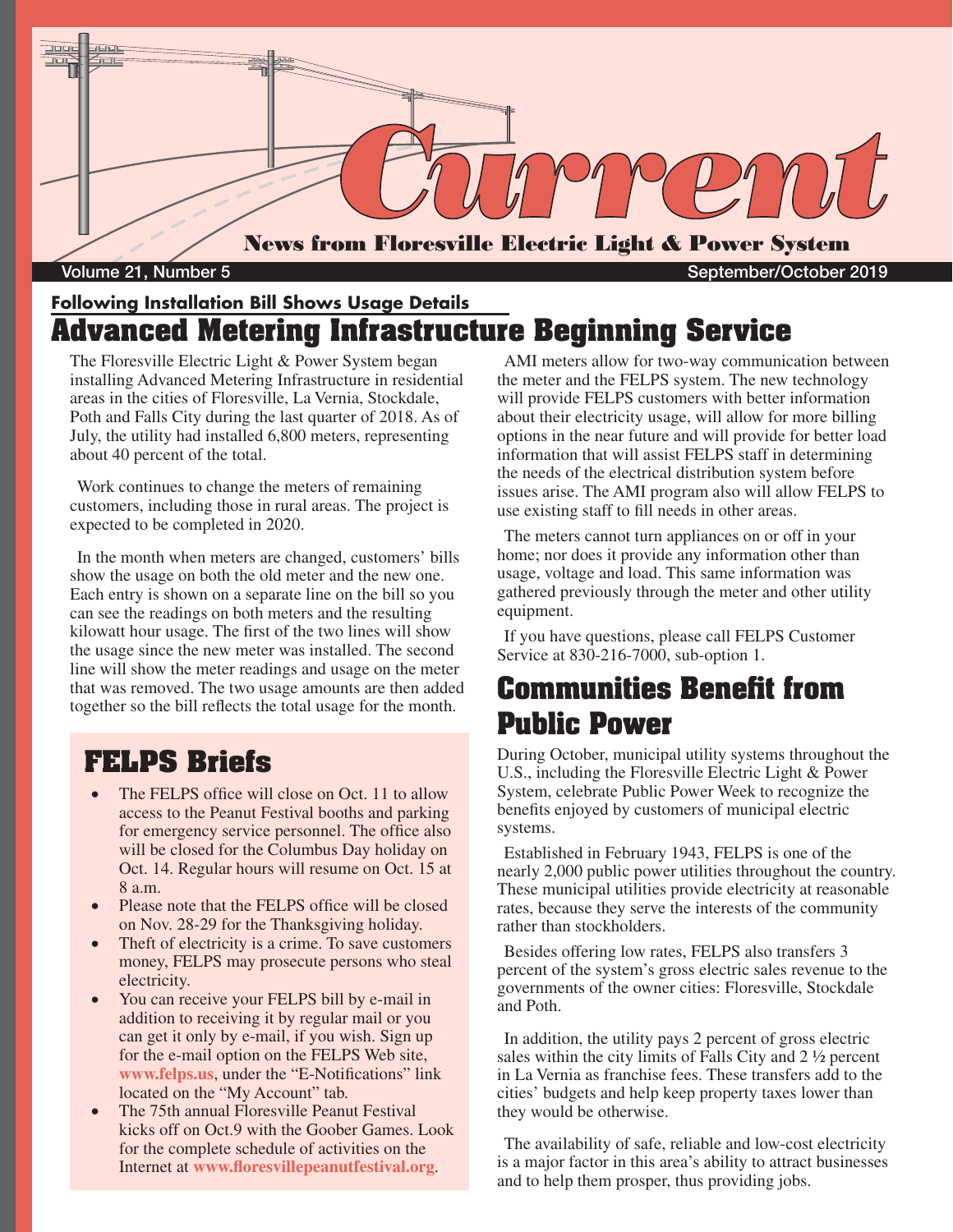# Current

**News from Floresville Electric Light & Power System**

Volume 21, Number 5 — September/October 2019

### Following Installation Bill Shows Usage Details

## Advanced Metering Infrastructure Beginning Service

The Floresville Electric Light & Power System began installing Advanced Metering Infrastructure in residential areas in the cities of Floresville, La Vernia, Stockdale, Poth and Falls City during the last quarter of 2018. As of July, the utility had installed 6,800 meters, representing about 40 percent of the total.

Work continues to change the meters of remaining customers, including those in rural areas. The project is expected to be completed in 2020.

In the month when meters are changed, customers' bills show the usage on both the old meter and the new one. Each entry is shown on a separate line on the bill so you can see the readings on both meters and the resulting kilowatt hour usage. The first of the two lines will show the usage since the new meter was installed. The second line will show the meter readings and usage on the meter that was removed. The two usage amounts are then added together so the bill reflects the total usage for the month.

AMI meters allow for two-way communication between the meter and the FELPS system. The new technology will provide FELPS customers with better information about their electricity usage, will allow for more billing options in the near future and will provide for better load information that will assist FELPS staff in determining the needs of the electrical distribution system before issues arise. The AMI program also will allow FELPS to use existing staff to fill needs in other areas.

The meters cannot turn appliances on or off in your home; nor does it provide any information other than usage, voltage and load. This same information was gathered previously through the meter and other utility equipment.

If you have questions, please call FELPS Customer Service at 830-216-7000, sub-option 1.

## FELPS Briefs

- The FELPS office will close on Oct. 11 to allow access to the Peanut Festival booths and parking for emergency service personnel. The office also will be closed for the Columbus Day holiday on Oct. 14. Regular hours will resume on Oct. 15 at 8 a.m.
- Please note that the FELPS office will be closed on Nov. 28-29 for the Thanksgiving holiday.
- Theft of electricity is a crime. To save customers money, FELPS may prosecute persons who steal electricity.
- You can receive your FELPS bill by e-mail in addition to receiving it by regular mail or you can get it only by e-mail, if you wish. Sign up for the e-mail option on the FELPS Web site, **www.felps.us**, under the "E-Notifications" link located on the "My Account" tab.
- The 75th annual Floresville Peanut Festival kicks off on Oct.9 with the Goober Games. Look for the complete schedule of activities on the Internet at **www.floresvillepeanutfestival.org**.

## Communities Benefit from Public Power

During October, municipal utility systems throughout the U.S., including the Floresville Electric Light & Power System, celebrate Public Power Week to recognize the benefits enjoyed by customers of municipal electric systems.

Established in February 1943, FELPS is one of the nearly 2,000 public power utilities throughout the country. These municipal utilities provide electricity at reasonable rates, because they serve the interests of the community rather than stockholders.

Besides offering low rates, FELPS also transfers 3 percent of the system's gross electric sales revenue to the governments of the owner cities: Floresville, Stockdale and Poth.

In addition, the utility pays 2 percent of gross electric sales within the city limits of Falls City and 2 ½ percent in La Vernia as franchise fees. These transfers add to the cities' budgets and help keep property taxes lower than they would be otherwise.

The availability of safe, reliable and low-cost electricity is a major factor in this area's ability to attract businesses and to help them prosper, thus providing jobs.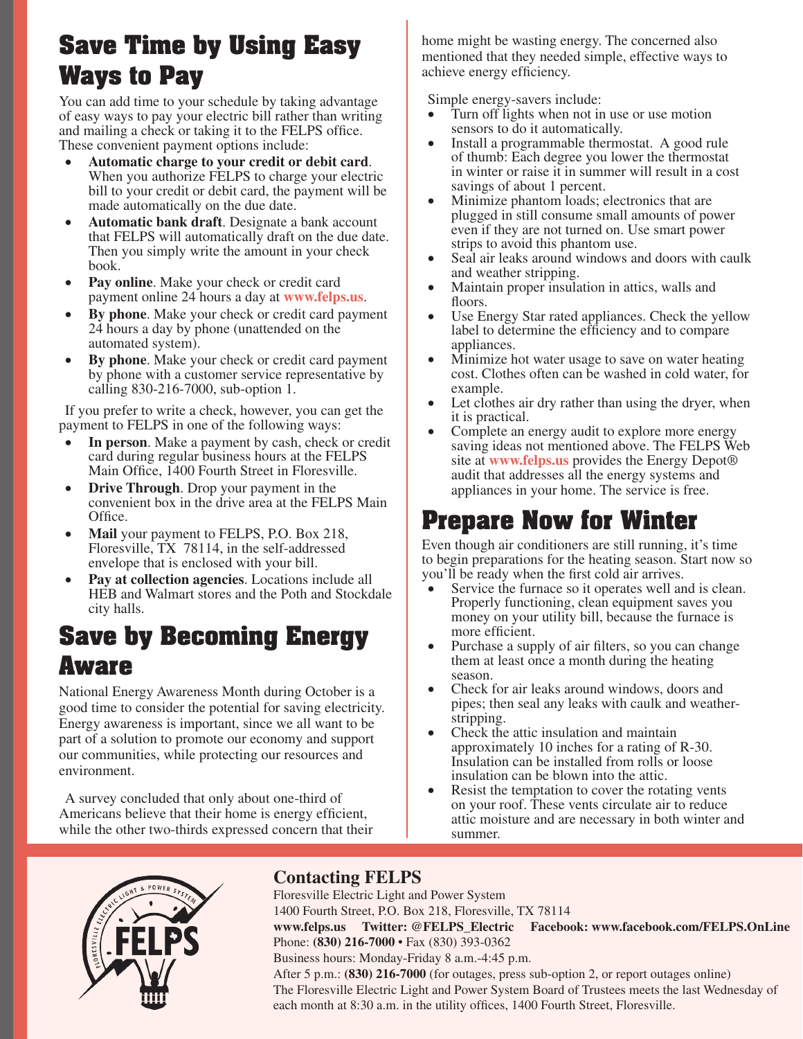## Save Time by Using Easy Ways to Pay

You can add time to your schedule by taking advantage of easy ways to pay your electric bill rather than writing and mailing a check or taking it to the FELPS office. These convenient payment options include:

- **Automatic charge to your credit or debit card**. When you authorize FELPS to charge your electric bill to your credit or debit card, the payment will be made automatically on the due date.
- **Automatic bank draft**. Designate a bank account that FELPS will automatically draft on the due date. Then you simply write the amount in your check book.
- **Pay online**. Make your check or credit card payment online 24 hours a day at **www.felps.us**.
- **By phone**. Make your check or credit card payment 24 hours a day by phone (unattended on the automated system).
- **By phone**. Make your check or credit card payment by phone with a customer service representative by calling 830-216-7000, sub-option 1.

If you prefer to write a check, however, you can get the payment to FELPS in one of the following ways:

- **In person**. Make a payment by cash, check or credit card during regular business hours at the FELPS Main Office, 1400 Fourth Street in Floresville.
- **Drive Through**. Drop your payment in the convenient box in the drive area at the FELPS Main Office.
- **Mail** your payment to FELPS, P.O. Box 218, Floresville, TX 78114, in the self-addressed envelope that is enclosed with your bill.
- **Pay at collection agencies**. Locations include all HEB and Walmart stores and the Poth and Stockdale city halls.

## Save by Becoming Energy Aware

National Energy Awareness Month during October is a good time to consider the potential for saving electricity. Energy awareness is important, since we all want to be part of a solution to promote our economy and support our communities, while protecting our resources and environment.

A survey concluded that only about one-third of Americans believe that their home is energy efficient, while the other two-thirds expressed concern that their home might be wasting energy. The concerned also mentioned that they needed simple, effective ways to achieve energy efficiency.

Simple energy-savers include:

- Turn off lights when not in use or use motion sensors to do it automatically.
- Install a programmable thermostat. A good rule of thumb: Each degree you lower the thermostat in winter or raise it in summer will result in a cost savings of about 1 percent.
- Minimize phantom loads; electronics that are plugged in still consume small amounts of power even if they are not turned on. Use smart power strips to avoid this phantom use.
- Seal air leaks around windows and doors with caulk and weather stripping.
- Maintain proper insulation in attics, walls and floors.
- Use Energy Star rated appliances. Check the yellow label to determine the efficiency and to compare appliances.
- Minimize hot water usage to save on water heating cost. Clothes often can be washed in cold water, for example.
- Let clothes air dry rather than using the dryer, when it is practical.
- Complete an energy audit to explore more energy saving ideas not mentioned above. The FELPS Web site at **www.felps.us** provides the Energy Depot® audit that addresses all the energy systems and appliances in your home. The service is free.

## Prepare Now for Winter

Even though air conditioners are still running, it's time to begin preparations for the heating season. Start now so you'll be ready when the first cold air arrives.

- Service the furnace so it operates well and is clean. Properly functioning, clean equipment saves you money on your utility bill, because the furnace is more efficient.
- Purchase a supply of air filters, so you can change them at least once a month during the heating season.
- Check for air leaks around windows, doors and pipes; then seal any leaks with caulk and weather-stripping.
- Check the attic insulation and maintain approximately 10 inches for a rating of R-30. Insulation can be installed from rolls or loose insulation can be blown into the attic.
- Resist the temptation to cover the rotating vents on your roof. These vents circulate air to reduce attic moisture and are necessary in both winter and summer.

### Contacting FELPS

Floresville Electric Light and Power System
1400 Fourth Street, P.O. Box 218, Floresville, TX 78114
**www.felps.us** **Twitter: @FELPS_Electric** **Facebook: www.facebook.com/FELPS.OnLine**
Phone: **(830) 216-7000** • Fax (830) 393-0362
Business hours: Monday-Friday 8 a.m.-4:45 p.m.
After 5 p.m.: **(830) 216-7000** (for outages, press sub-option 2, or report outages online)
The Floresville Electric Light and Power System Board of Trustees meets the last Wednesday of each month at 8:30 a.m. in the utility offices, 1400 Fourth Street, Floresville.